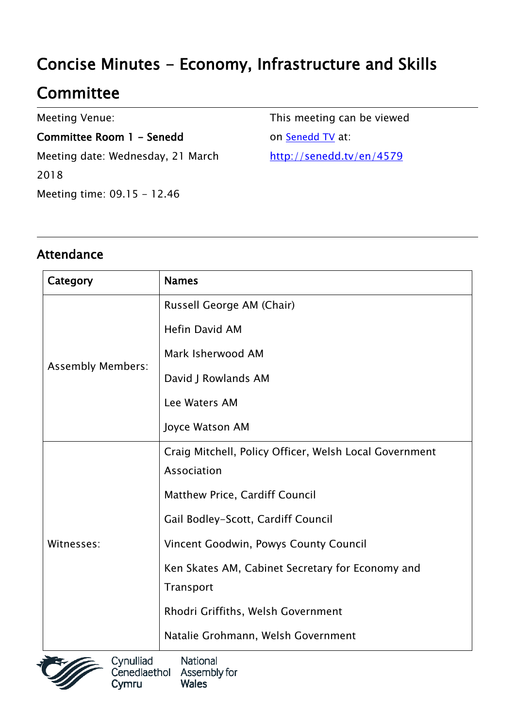# Concise Minutes - Economy, Infrastructure and Skills Committee

Meeting Venue:

**Committee Room 1 - Senedd**

Meeting date: Wednesday, 21 March 2018

Meeting time: 09.15 - 12.46

This meeting can be viewed on [Senedd TV](http://senedd.tv/en/4579) at:

[http://senedd.tv/en/4579](http://senedd.tv/en/4579)

---

## Attendance

| Category | Names |
|---|---|
| Assembly Members: | Russell George AM (Chair)<br>Hefin David AM<br>Mark Isherwood AM<br>David J Rowlands AM<br>Lee Waters AM<br>Joyce Watson AM |
| Witnesses: | Craig Mitchell, Policy Officer, Welsh Local Government Association<br>Matthew Price, Cardiff Council<br>Gail Bodley-Scott, Cardiff Council<br>Vincent Goodwin, Powys County Council<br>Ken Skates AM, Cabinet Secretary for Economy and Transport<br>Rhodri Griffiths, Welsh Government<br>Natalie Grohmann, Welsh Government |

Cynulliad Cenedlaethol Cymru | National Assembly for Wales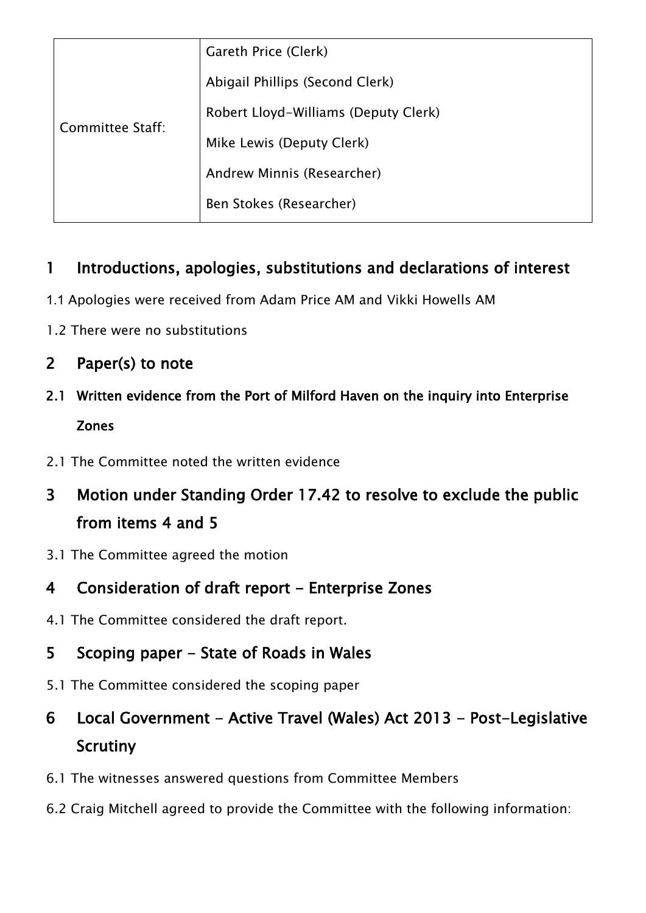| Committee Staff: | Gareth Price (Clerk)<br>Abigail Phillips (Second Clerk)<br>Robert Lloyd-Williams (Deputy Clerk)<br>Mike Lewis (Deputy Clerk)<br>Andrew Minnis (Researcher)<br>Ben Stokes (Researcher) |
|---|---|

## 1 Introductions, apologies, substitutions and declarations of interest

1.1 Apologies were received from Adam Price AM and Vikki Howells AM

1.2 There were no substitutions

## 2 Paper(s) to note

### 2.1 Written evidence from the Port of Milford Haven on the inquiry into Enterprise Zones

2.1 The Committee noted the written evidence

## 3 Motion under Standing Order 17.42 to resolve to exclude the public from items 4 and 5

3.1 The Committee agreed the motion

## 4 Consideration of draft report - Enterprise Zones

4.1 The Committee considered the draft report.

## 5 Scoping paper - State of Roads in Wales

5.1 The Committee considered the scoping paper

## 6 Local Government - Active Travel (Wales) Act 2013 - Post-Legislative Scrutiny

6.1 The witnesses answered questions from Committee Members

6.2 Craig Mitchell agreed to provide the Committee with the following information: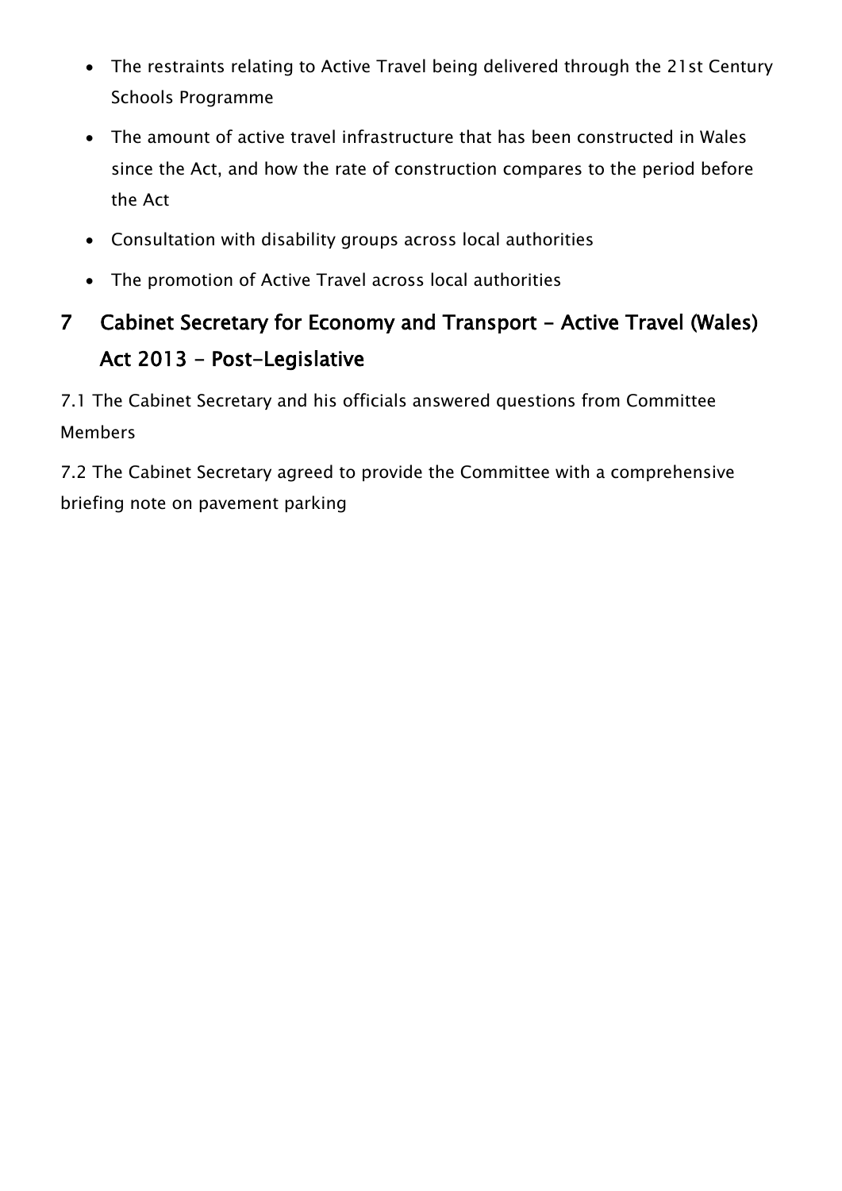- The restraints relating to Active Travel being delivered through the 21st Century Schools Programme
- The amount of active travel infrastructure that has been constructed in Wales since the Act, and how the rate of construction compares to the period before the Act
- Consultation with disability groups across local authorities
- The promotion of Active Travel across local authorities

## 7 Cabinet Secretary for Economy and Transport - Active Travel (Wales) Act 2013 - Post-Legislative

7.1 The Cabinet Secretary and his officials answered questions from Committee Members

7.2 The Cabinet Secretary agreed to provide the Committee with a comprehensive briefing note on pavement parking